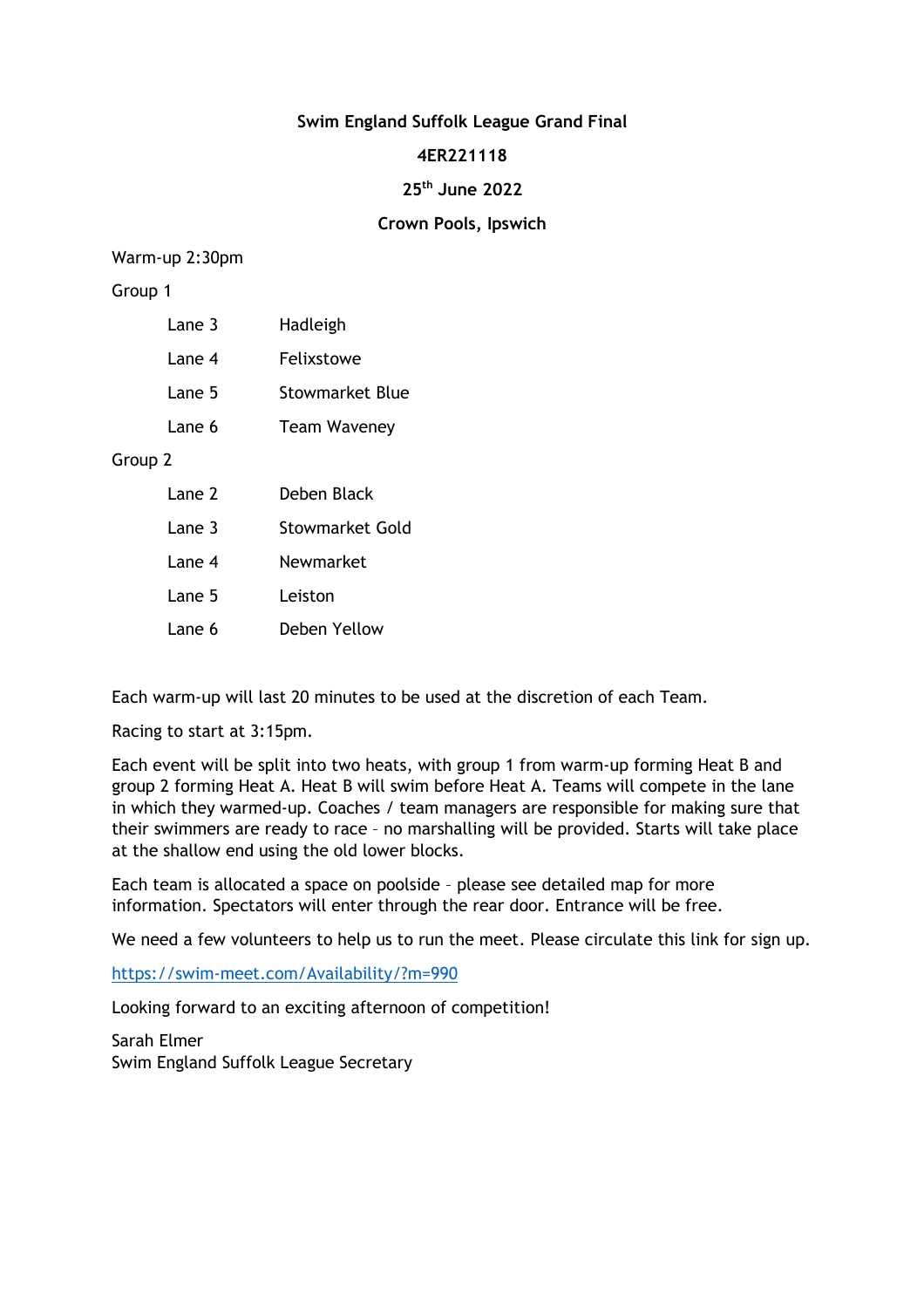**Swim England Suffolk League Grand Final**

**4ER221118**

**25th June 2022**

**Crown Pools, Ipswich**

Warm-up 2:30pm

Group 1

| | |
|---|---|
| Lane 3 | Hadleigh |
| Lane 4 | Felixstowe |
| Lane 5 | Stowmarket Blue |
| Lane 6 | Team Waveney |

Group 2

| | |
|---|---|
| Lane 2 | Deben Black |
| Lane 3 | Stowmarket Gold |
| Lane 4 | Newmarket |
| Lane 5 | Leiston |
| Lane 6 | Deben Yellow |

Each warm-up will last 20 minutes to be used at the discretion of each Team.

Racing to start at 3:15pm.

Each event will be split into two heats, with group 1 from warm-up forming Heat B and group 2 forming Heat A. Heat B will swim before Heat A. Teams will compete in the lane in which they warmed-up. Coaches / team managers are responsible for making sure that their swimmers are ready to race – no marshalling will be provided. Starts will take place at the shallow end using the old lower blocks.

Each team is allocated a space on poolside – please see detailed map for more information. Spectators will enter through the rear door. Entrance will be free.

We need a few volunteers to help us to run the meet. Please circulate this link for sign up.

https://swim-meet.com/Availability/?m=990

Looking forward to an exciting afternoon of competition!

Sarah Elmer
Swim England Suffolk League Secretary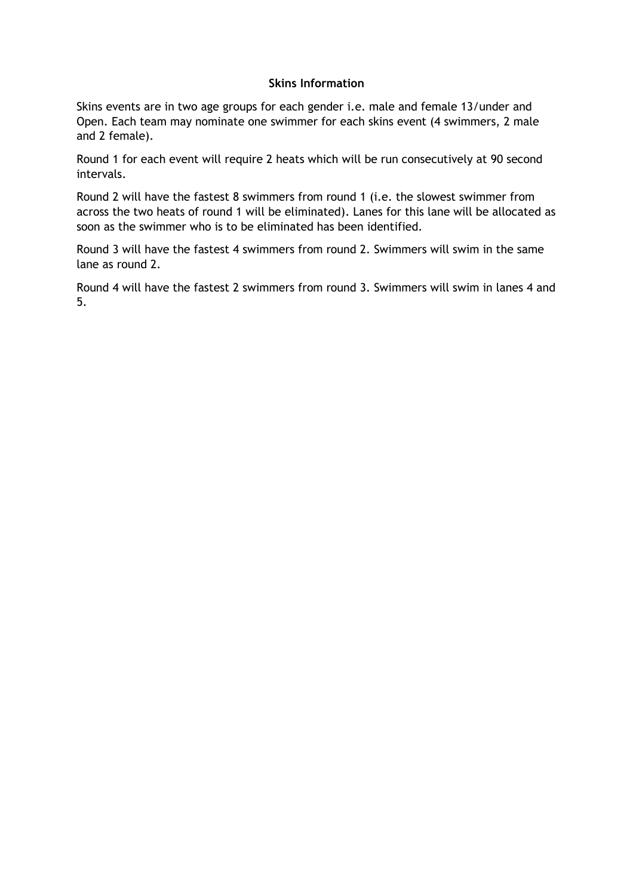**Skins Information**

Skins events are in two age groups for each gender i.e. male and female 13/under and Open. Each team may nominate one swimmer for each skins event (4 swimmers, 2 male and 2 female).

Round 1 for each event will require 2 heats which will be run consecutively at 90 second intervals.

Round 2 will have the fastest 8 swimmers from round 1 (i.e. the slowest swimmer from across the two heats of round 1 will be eliminated). Lanes for this lane will be allocated as soon as the swimmer who is to be eliminated has been identified.

Round 3 will have the fastest 4 swimmers from round 2. Swimmers will swim in the same lane as round 2.

Round 4 will have the fastest 2 swimmers from round 3. Swimmers will swim in lanes 4 and 5.